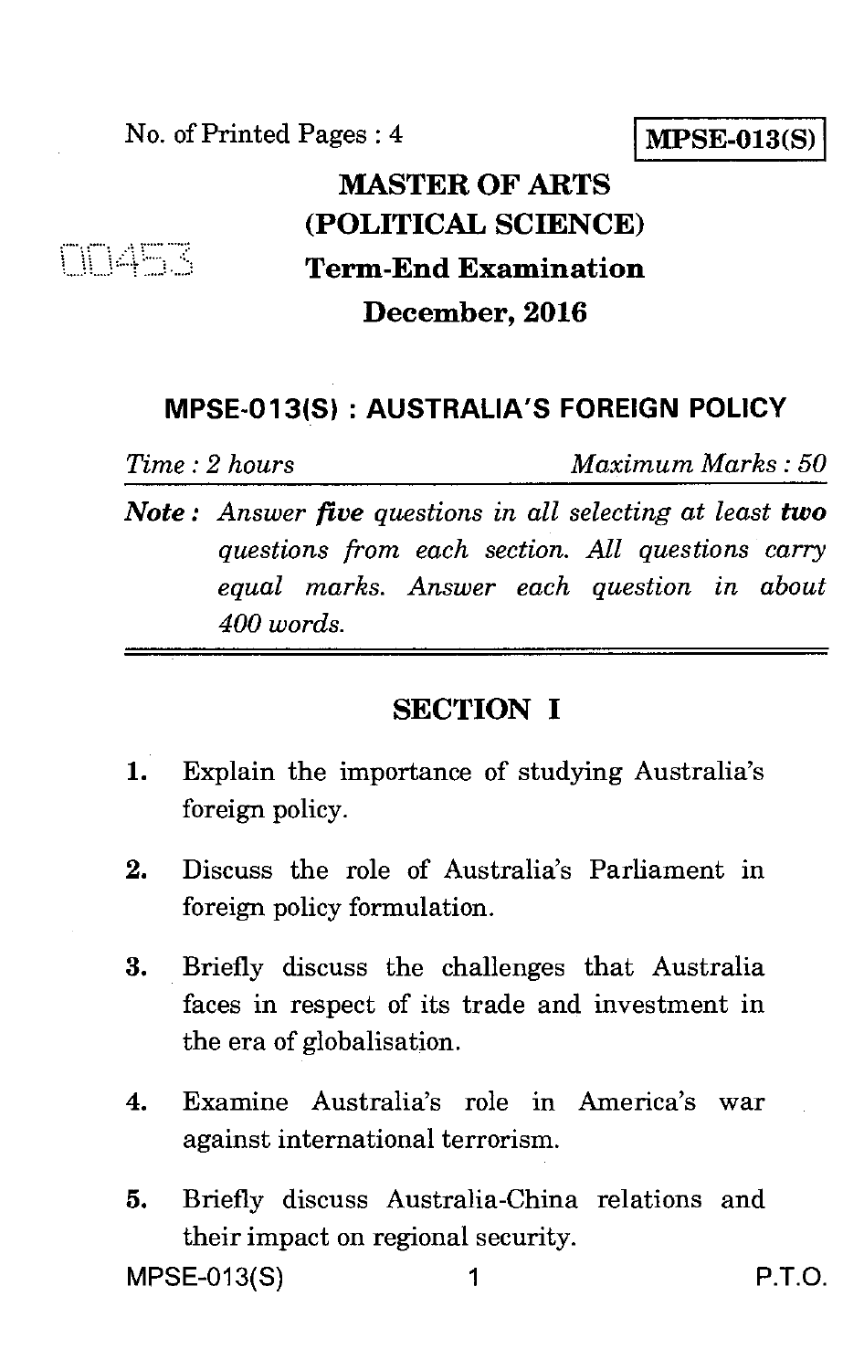No. of Printed Pages : 4

**MPSE-013(S)**

00453

# MASTER OF ARTS (POLITICAL SCIENCE)

## Term-End Examination

## December, 2016

## MPSE-013(S) : AUSTRALIA'S FOREIGN POLICY

*Time : 2 hours* *Maximum Marks : 50*

***Note :*** *Answer **five** questions in all selecting at least **two** questions from each section. All questions carry equal marks. Answer each question in about 400 words.*

## SECTION I

1. Explain the importance of studying Australia's foreign policy.

2. Discuss the role of Australia's Parliament in foreign policy formulation.

3. Briefly discuss the challenges that Australia faces in respect of its trade and investment in the era of globalisation.

4. Examine Australia's role in America's war against international terrorism.

5. Briefly discuss Australia-China relations and their impact on regional security.

P.T.O.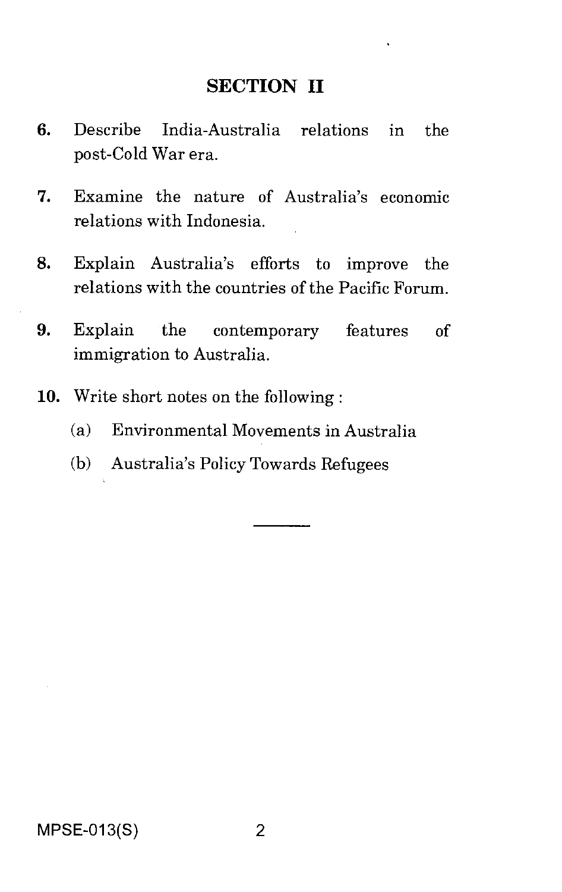## SECTION II

6. Describe India-Australia relations in the post-Cold War era.

7. Examine the nature of Australia's economic relations with Indonesia.

8. Explain Australia's efforts to improve the relations with the countries of the Pacific Forum.

9. Explain the contemporary features of immigration to Australia.

10. Write short notes on the following :

    (a) Environmental Movements in Australia

    (b) Australia's Policy Towards Refugees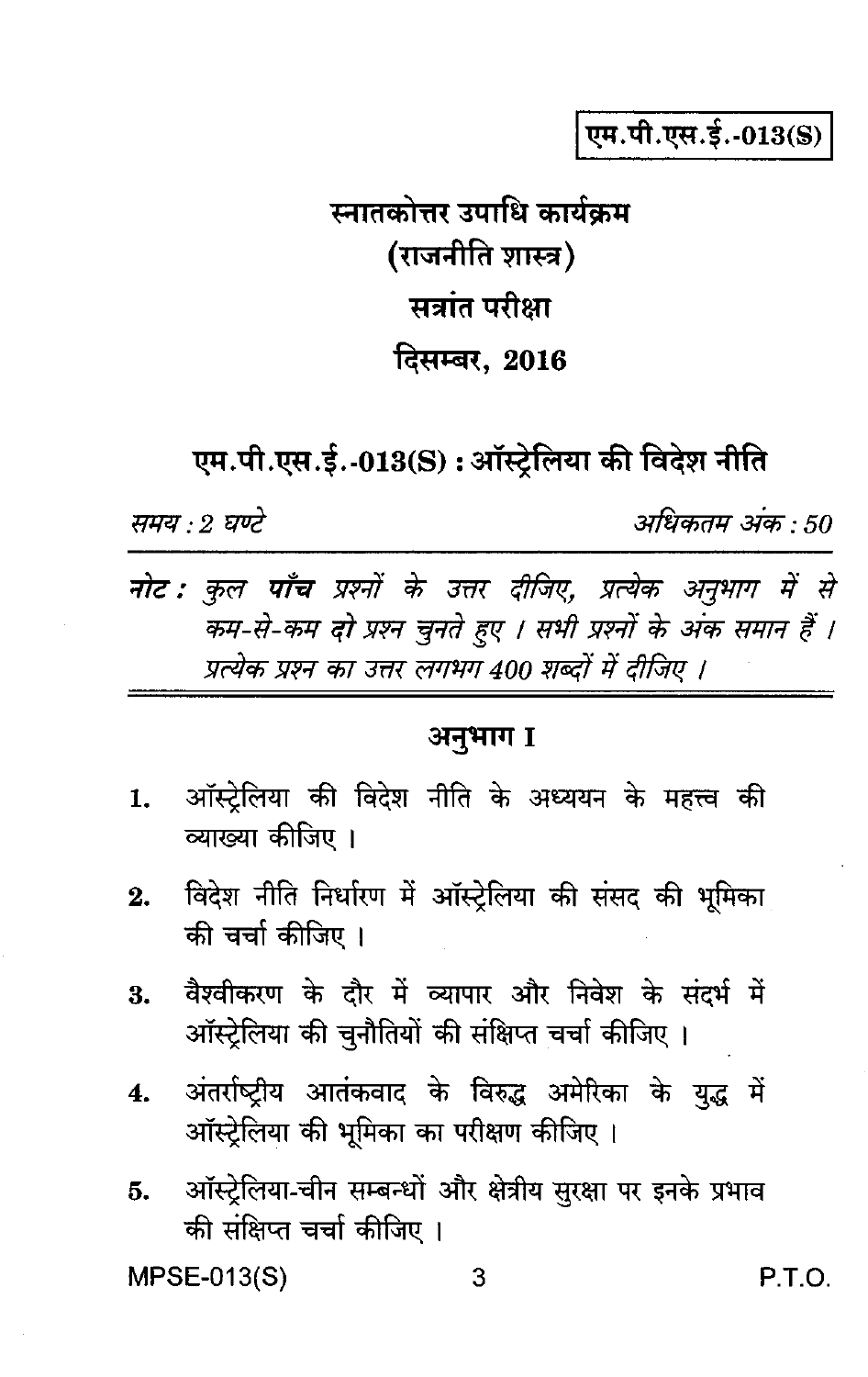**एम.पी.एस.ई.-013(S)**

# स्नातकोत्तर उपाधि कार्यक्रम
## (राजनीति शास्त्र)
## सत्रांत परीक्षा
## दिसम्बर, 2016

## एम.पी.एस.ई.-013(S) : ऑस्ट्रेलिया की विदेश नीति

*समय : 2 घण्टे* *अधिकतम अंक : 50*

***नोट :*** *कुल* ***पाँच*** *प्रश्नों के उत्तर दीजिए, प्रत्येक अनुभाग में से कम-से-कम दो प्रश्न चुनते हुए । सभी प्रश्नों के अंक समान हैं । प्रत्येक प्रश्न का उत्तर लगभग 400 शब्दों में दीजिए ।*

### अनुभाग I

1. ऑस्ट्रेलिया की विदेश नीति के अध्ययन के महत्त्व की व्याख्या कीजिए ।

2. विदेश नीति निर्धारण में ऑस्ट्रेलिया की संसद की भूमिका की चर्चा कीजिए ।

3. वैश्वीकरण के दौर में व्यापार और निवेश के संदर्भ में ऑस्ट्रेलिया की चुनौतियों की संक्षिप्त चर्चा कीजिए ।

4. अंतर्राष्ट्रीय आतंकवाद के विरुद्ध अमेरिका के युद्ध में ऑस्ट्रेलिया की भूमिका का परीक्षण कीजिए ।

5. ऑस्ट्रेलिया-चीन सम्बन्धों और क्षेत्रीय सुरक्षा पर इनके प्रभाव की संक्षिप्त चर्चा कीजिए ।

P.T.O.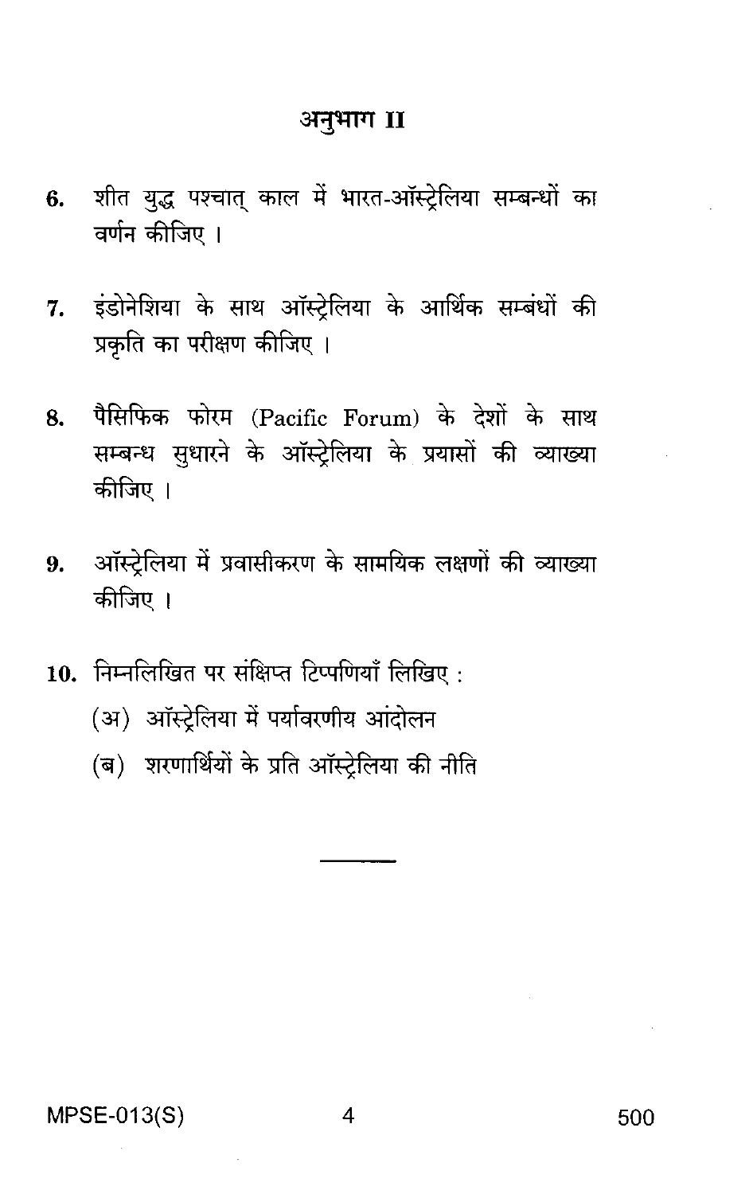## अनुभाग II

6. शीत युद्ध पश्चात् काल में भारत-ऑस्ट्रेलिया सम्बन्धों का वर्णन कीजिए ।

7. इंडोनेशिया के साथ ऑस्ट्रेलिया के आर्थिक सम्बंधों की प्रकृति का परीक्षण कीजिए ।

8. पैसिफिक फोरम (Pacific Forum) के देशों के साथ सम्बन्ध सुधारने के ऑस्ट्रेलिया के प्रयासों की व्याख्या कीजिए ।

9. ऑस्ट्रेलिया में प्रवासीकरण के सामयिक लक्षणों की व्याख्या कीजिए ।

10. निम्नलिखित पर संक्षिप्त टिप्पणियाँ लिखिए :

    (अ) ऑस्ट्रेलिया में पर्यावरणीय आंदोलन

    (ब) शरणार्थियों के प्रति ऑस्ट्रेलिया की नीति